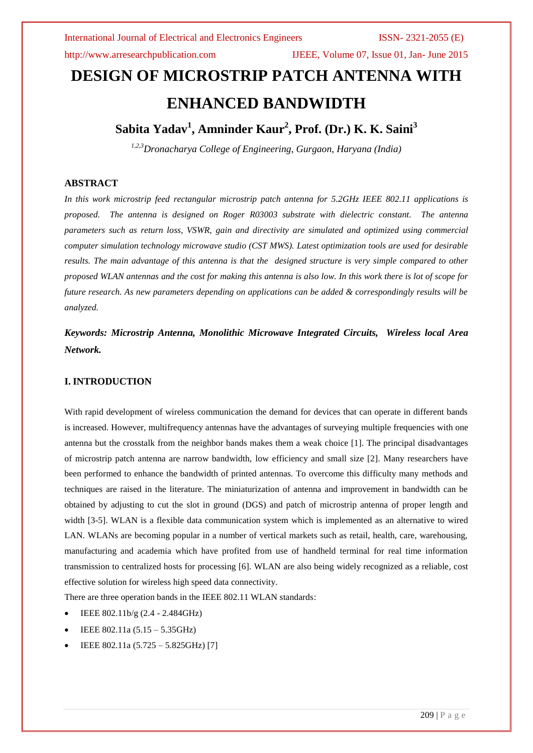# DESIGN OF MICROSTRIP PATCH ANTENNA WITH ENHANCED BANDWIDTH

**Sabita Yadav[1], Amninder Kaur[2], Prof. (Dr.) K. K. Saini[3]**

*[1,2,3]Dronacharya College of Engineering, Gurgaon, Haryana (India)*

## ABSTRACT

*In this work microstrip feed rectangular microstrip patch antenna for 5.2GHz IEEE 802.11 applications is proposed. The antenna is designed on Roger R03003 substrate with dielectric constant. The antenna parameters such as return loss, VSWR, gain and directivity are simulated and optimized using commercial computer simulation technology microwave studio (CST MWS). Latest optimization tools are used for desirable results. The main advantage of this antenna is that the designed structure is very simple compared to other proposed WLAN antennas and the cost for making this antenna is also low. In this work there is lot of scope for future research. As new parameters depending on applications can be added & correspondingly results will be analyzed.*

***Keywords: Microstrip Antenna, Monolithic Microwave Integrated Circuits, Wireless local Area Network.***

## I. INTRODUCTION

With rapid development of wireless communication the demand for devices that can operate in different bands is increased. However, multifrequency antennas have the advantages of surveying multiple frequencies with one antenna but the crosstalk from the neighbor bands makes them a weak choice [1]. The principal disadvantages of microstrip patch antenna are narrow bandwidth, low efficiency and small size [2]. Many researchers have been performed to enhance the bandwidth of printed antennas. To overcome this difficulty many methods and techniques are raised in the literature. The miniaturization of antenna and improvement in bandwidth can be obtained by adjusting to cut the slot in ground (DGS) and patch of microstrip antenna of proper length and width [3-5]. WLAN is a flexible data communication system which is implemented as an alternative to wired LAN. WLANs are becoming popular in a number of vertical markets such as retail, health, care, warehousing, manufacturing and academia which have profited from use of handheld terminal for real time information transmission to centralized hosts for processing [6]. WLAN are also being widely recognized as a reliable, cost effective solution for wireless high speed data connectivity.

There are three operation bands in the IEEE 802.11 WLAN standards:

- IEEE 802.11b/g (2.4 - 2.484GHz)
- IEEE 802.11a (5.15 – 5.35GHz)
- IEEE 802.11a (5.725 – 5.825GHz) [7]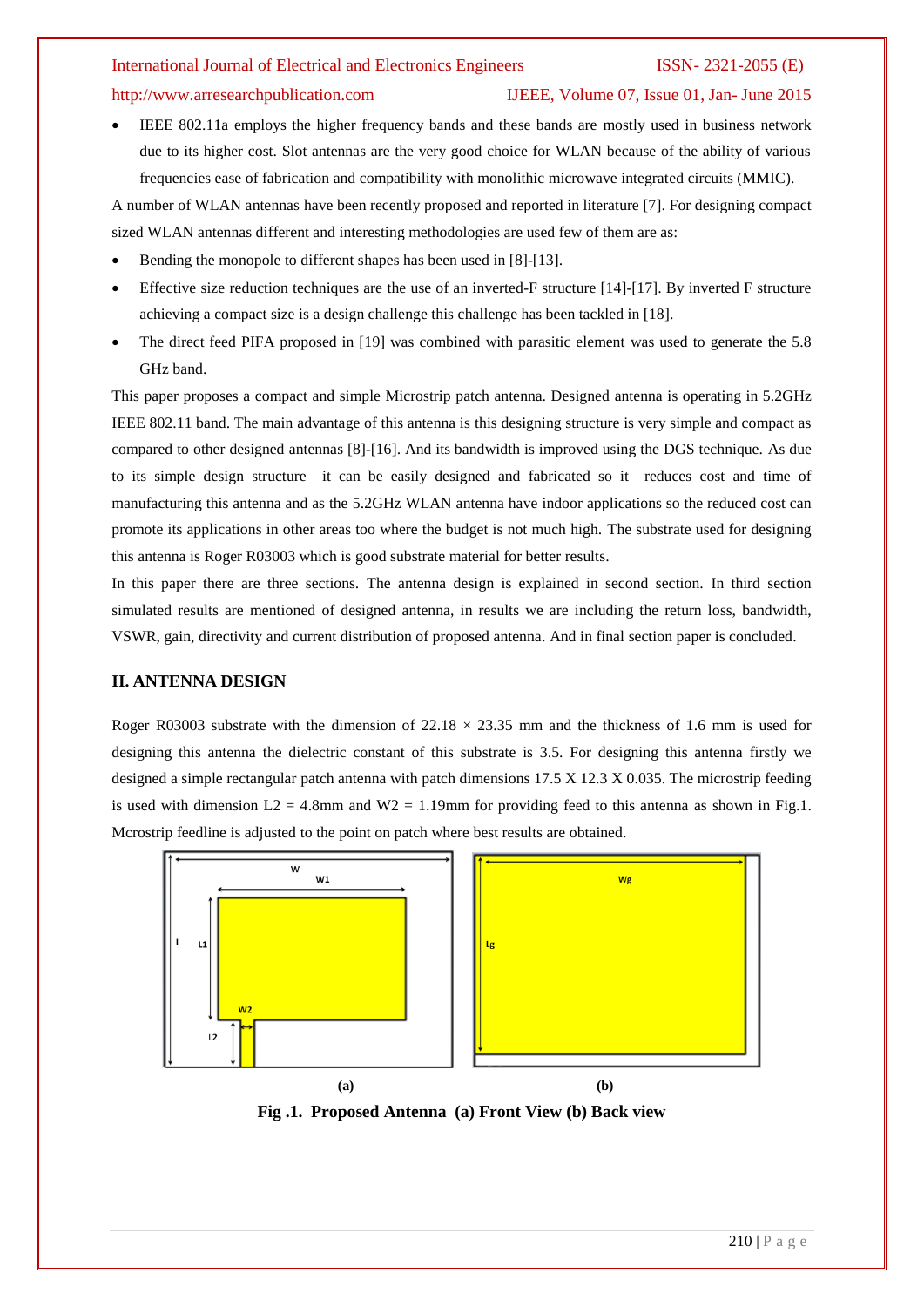- IEEE 802.11a employs the higher frequency bands and these bands are mostly used in business network due to its higher cost. Slot antennas are the very good choice for WLAN because of the ability of various frequencies ease of fabrication and compatibility with monolithic microwave integrated circuits (MMIC).

A number of WLAN antennas have been recently proposed and reported in literature [7]. For designing compact sized WLAN antennas different and interesting methodologies are used few of them are as:

- Bending the monopole to different shapes has been used in [8]-[13].
- Effective size reduction techniques are the use of an inverted-F structure [14]-[17]. By inverted F structure achieving a compact size is a design challenge this challenge has been tackled in [18].
- The direct feed PIFA proposed in [19] was combined with parasitic element was used to generate the 5.8 GHz band.

This paper proposes a compact and simple Microstrip patch antenna. Designed antenna is operating in 5.2GHz IEEE 802.11 band. The main advantage of this antenna is this designing structure is very simple and compact as compared to other designed antennas [8]-[16]. And its bandwidth is improved using the DGS technique. As due to its simple design structure it can be easily designed and fabricated so it reduces cost and time of manufacturing this antenna and as the 5.2GHz WLAN antenna have indoor applications so the reduced cost can promote its applications in other areas too where the budget is not much high. The substrate used for designing this antenna is Roger R03003 which is good substrate material for better results.

In this paper there are three sections. The antenna design is explained in second section. In third section simulated results are mentioned of designed antenna, in results we are including the return loss, bandwidth, VSWR, gain, directivity and current distribution of proposed antenna. And in final section paper is concluded.

## II. ANTENNA DESIGN

Roger R03003 substrate with the dimension of 22.18 × 23.35 mm and the thickness of 1.6 mm is used for designing this antenna the dielectric constant of this substrate is 3.5. For designing this antenna firstly we designed a simple rectangular patch antenna with patch dimensions 17.5 X 12.3 X 0.035. The microstrip feeding is used with dimension L2 = 4.8mm and W2 = 1.19mm for providing feed to this antenna as shown in Fig.1. Mcrostrip feedline is adjusted to the point on patch where best results are obtained.

(a) (b)

**Fig .1. Proposed Antenna (a) Front View (b) Back view**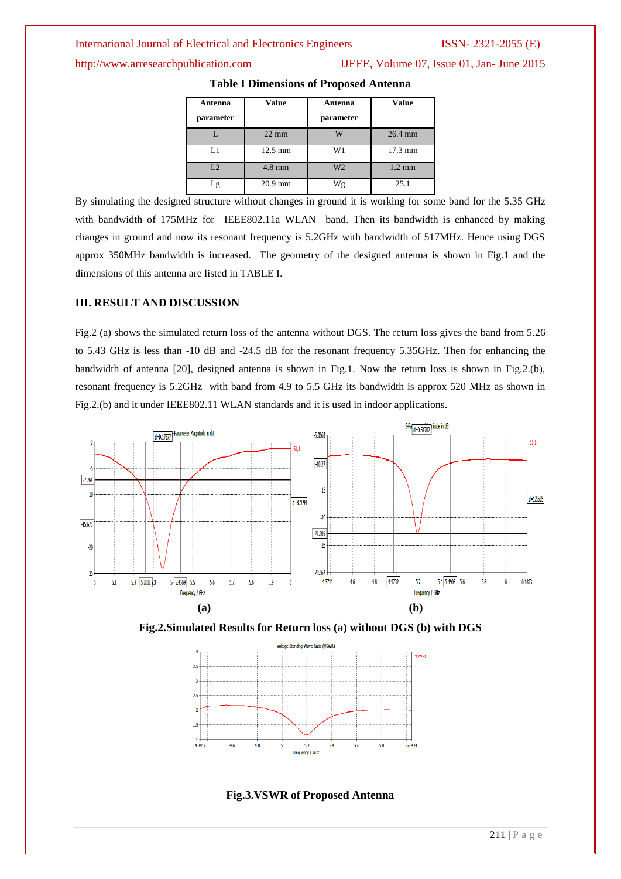**Table I Dimensions of Proposed Antenna**

| Antenna parameter | Value | Antenna parameter | Value |
|---|---|---|---|
| L | 22 mm | W | 26.4 mm |
| L1 | 12.5 mm | W1 | 17.3 mm |
| L2 | 4.8 mm | W2 | 1.2 mm |
| Lg | 20.9 mm | Wg | 25.1 |

By simulating the designed structure without changes in ground it is working for some band for the 5.35 GHz with bandwidth of 175MHz for IEEE802.11a WLAN band. Then its bandwidth is enhanced by making changes in ground and now its resonant frequency is 5.2GHz with bandwidth of 517MHz. Hence using DGS approx 350MHz bandwidth is increased. The geometry of the designed antenna is shown in Fig.1 and the dimensions of this antenna are listed in TABLE I.

## III. RESULT AND DISCUSSION

Fig.2 (a) shows the simulated return loss of the antenna without DGS. The return loss gives the band from 5.26 to 5.43 GHz is less than -10 dB and -24.5 dB for the resonant frequency 5.35GHz. Then for enhancing the bandwidth of antenna [20], designed antenna is shown in Fig.1. Now the return loss is shown in Fig.2.(b), resonant frequency is 5.2GHz with band from 4.9 to 5.5 GHz its bandwidth is approx 520 MHz as shown in Fig.2.(b) and it under IEEE802.11 WLAN standards and it is used in indoor applications.

(a) (b)

**Fig.2.Simulated Results for Return loss (a) without DGS (b) with DGS**

**Fig.3.VSWR of Proposed Antenna**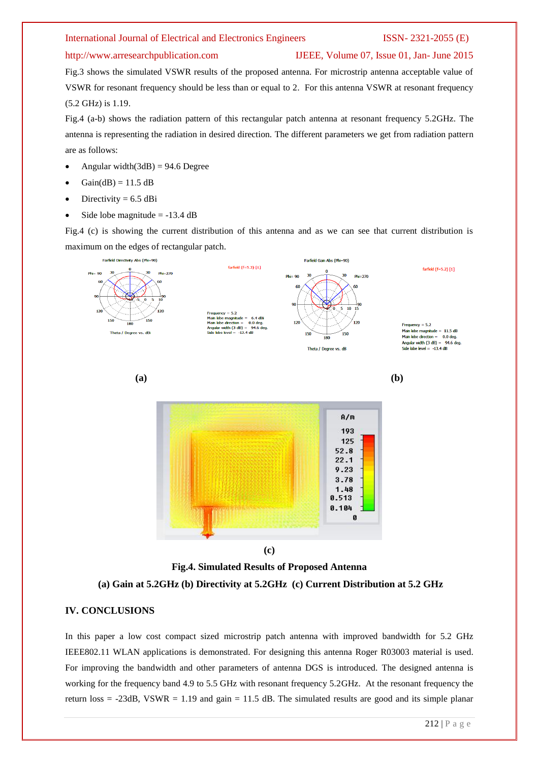Fig.3 shows the simulated VSWR results of the proposed antenna. For microstrip antenna acceptable value of VSWR for resonant frequency should be less than or equal to 2. For this antenna VSWR at resonant frequency (5.2 GHz) is 1.19.

Fig.4 (a-b) shows the radiation pattern of this rectangular patch antenna at resonant frequency 5.2GHz. The antenna is representing the radiation in desired direction. The different parameters we get from radiation pattern are as follows:

- Angular width(3dB) = 94.6 Degree
- Gain(dB) = 11.5 dB
- Directivity = 6.5 dBi
- Side lobe magnitude = -13.4 dB

Fig.4 (c) is showing the current distribution of this antenna and as we can see that current distribution is maximum on the edges of rectangular patch.

(a) (b)

(c)

**Fig.4. Simulated Results of Proposed Antenna**

**(a) Gain at 5.2GHz (b) Directivity at 5.2GHz (c) Current Distribution at 5.2 GHz**

## IV. CONCLUSIONS

In this paper a low cost compact sized microstrip patch antenna with improved bandwidth for 5.2 GHz IEEE802.11 WLAN applications is demonstrated. For designing this antenna Roger R03003 material is used. For improving the bandwidth and other parameters of antenna DGS is introduced. The designed antenna is working for the frequency band 4.9 to 5.5 GHz with resonant frequency 5.2GHz. At the resonant frequency the return loss = -23dB, VSWR = 1.19 and gain = 11.5 dB. The simulated results are good and its simple planar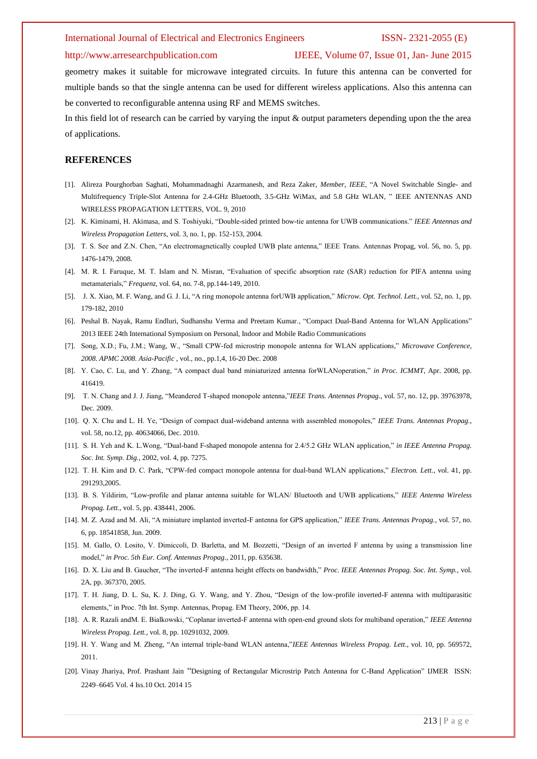geometry makes it suitable for microwave integrated circuits. In future this antenna can be converted for multiple bands so that the single antenna can be used for different wireless applications. Also this antenna can be converted to reconfigurable antenna using RF and MEMS switches.

In this field lot of research can be carried by varying the input & output parameters depending upon the the area of applications.

## REFERENCES

[1]. Alireza Pourghorban Saghati, Mohammadnaghi Azarmanesh, and Reza Zaker, *Member, IEEE*, "A Novel Switchable Single- and Multifrequency Triple-Slot Antenna for 2.4-GHz Bluetooth, 3.5-GHz WiMax, and 5.8 GHz WLAN, " IEEE ANTENNAS AND WIRELESS PROPAGATION LETTERS, VOL. 9, 2010

[2]. K. Kiminami, H. Akimasa, and S. Toshiyuki, "Double-sided printed bow-tie antenna for UWB communications." *IEEE Antennas and Wireless Propagation Letters*, vol. 3, no. 1, pp. 152-153, 2004.

[3]. T. S. See and Z.N. Chen, "An electromagnetically coupled UWB plate antenna," IEEE Trans. Antennas Propag, vol. 56, no. 5, pp. 1476-1479, 2008.

[4]. M. R. I. Faruque, M. T. Islam and N. Misran, "Evaluation of specific absorption rate (SAR) reduction for PIFA antenna using metamaterials," *Frequenz*, vol. 64, no. 7-8, pp.144-149, 2010.

[5]. J. X. Xiao, M. F. Wang, and G. J. Li, "A ring monopole antenna forUWB application," *Microw. Opt. Technol. Lett.*, vol. 52, no. 1, pp. 179-182, 2010

[6]. Peshal B. Nayak, Ramu Endluri, Sudhanshu Verma and Preetam Kumar., "Compact Dual-Band Antenna for WLAN Applications" 2013 IEEE 24th International Symposium on Personal, Indoor and Mobile Radio Communications

[7]. Song, X.D.; Fu, J.M.; Wang, W., "Small CPW-fed microstrip monopole antenna for WLAN applications," *Microwave Conference, 2008. APMC 2008. Asia-Pacific* , vol., no., pp.1,4, 16-20 Dec. 2008

[8]. Y. Cao, C. Lu, and Y. Zhang, "A compact dual band miniaturized antenna forWLANoperation," *in Proc. ICMMT*, Apr. 2008, pp. 416419.

[9]. T. N. Chang and J. J. Jiang, "Meandered T-shaped monopole antenna,"*IEEE Trans. Antennas Propag.*, vol. 57, no. 12, pp. 39763978, Dec. 2009.

[10]. Q. X. Chu and L. H. Ye, "Design of compact dual-wideband antenna with assembled monopoles," *IEEE Trans. Antennas Propag.*, vol. 58, no.12, pp. 40634066, Dec. 2010.

[11]. S. H. Yeh and K. L.Wong, "Dual-band F-shaped monopole antenna for 2.4/5.2 GHz WLAN application," *in IEEE Antenna Propag. Soc. Int. Symp. Dig.*, 2002, vol. 4, pp. 7275.

[12]. T. H. Kim and D. C. Park, "CPW-fed compact monopole antenna for dual-band WLAN applications," *Electron. Lett.*, vol. 41, pp. 291293,2005.

[13]. B. S. Yildirim, "Low-profile and planar antenna suitable for WLAN/ Bluetooth and UWB applications," *IEEE Antenna Wireless Propag. Lett.*, vol. 5, pp. 438441, 2006.

[14]. M. Z. Azad and M. Ali, "A miniature implanted inverted-F antenna for GPS application," *IEEE Trans. Antennas Propag.*, vol. 57, no. 6, pp. 18541858, Jun. 2009.

[15]. M. Gallo, O. Losito, V. Dimiccoli, D. Barletta, and M. Bozzetti, "Design of an inverted F antenna by using a transmission line model," *in Proc. 5th Eur. Conf. Antennas Propag.*, 2011, pp. 635638.

[16]. D. X. Liu and B. Gaucher, "The inverted-F antenna height effects on bandwidth," *Proc. IEEE Antennas Propag. Soc. Int. Symp.*, vol. 2A, pp. 367370, 2005.

[17]. T. H. Jiang, D. L. Su, K. J. Ding, G. Y. Wang, and Y. Zhou, "Design of the low-profile inverted-F antenna with multiparasitic elements," in Proc. 7th Int. Symp. Antennas, Propag. EM Theory, 2006, pp. 14.

[18]. A. R. Razali andM. E. Bialkowski, "Coplanar inverted-F antenna with open-end ground slots for multiband operation," *IEEE Antenna Wireless Propag. Lett.*, vol. 8, pp. 10291032, 2009.

[19]. H. Y. Wang and M. Zheng, "An internal triple-band WLAN antenna,"*IEEE Antennas Wireless Propag. Lett.*, vol. 10, pp. 569572, 2011.

[20]. Vinay Jhariya, Prof. Prashant Jain "Designing of Rectangular Microstrip Patch Antenna for C-Band Application" IJMER ISSN: 2249–6645 Vol. 4 Iss.10 Oct. 2014 15